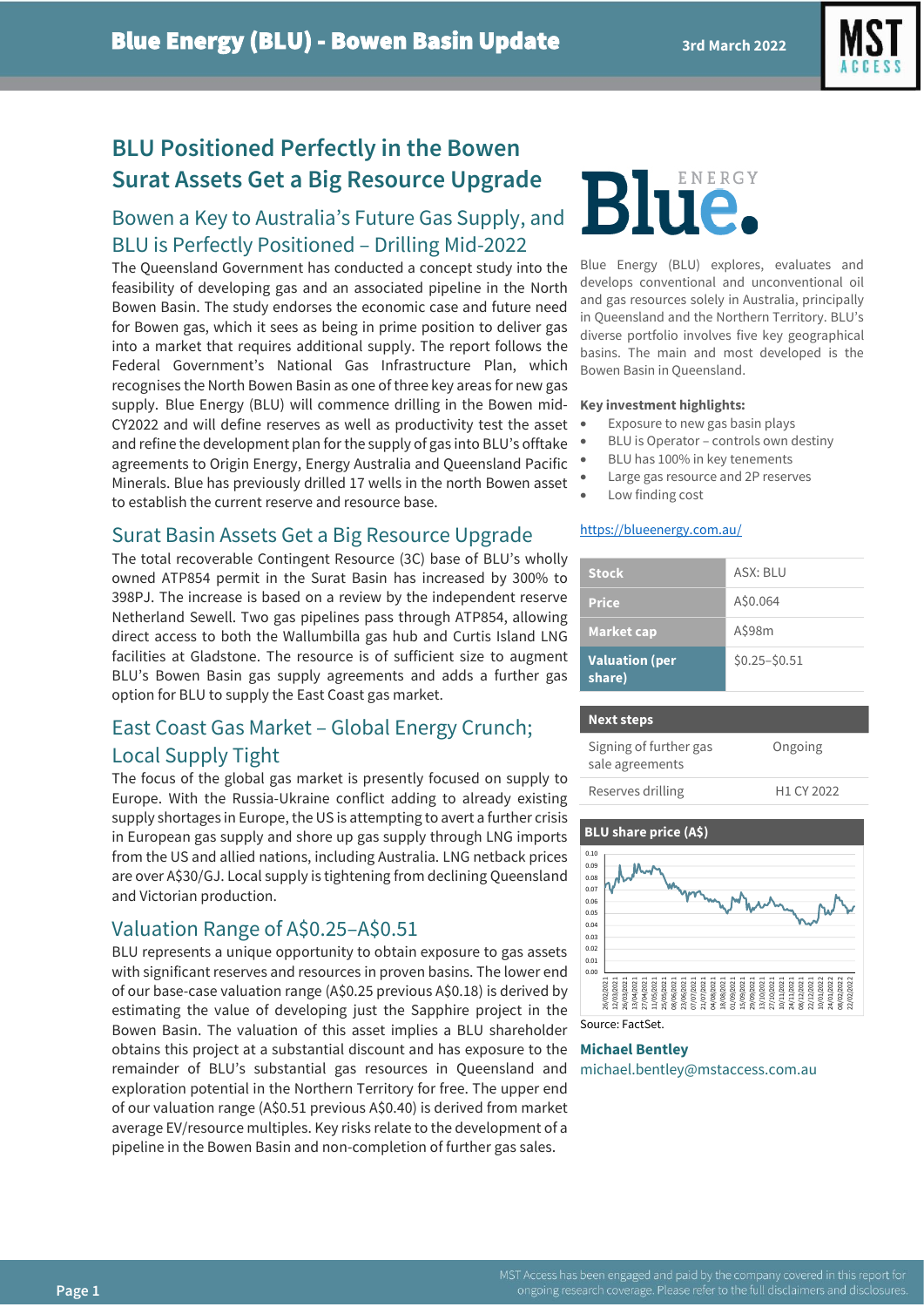# BLU Positioned Perfectly in the Bowen
# Surat Assets Get a Big Resource Upgrade

## Bowen a Key to Australia's Future Gas Supply, and BLU is Perfectly Positioned – Drilling Mid-2022

The Queensland Government has conducted a concept study into the feasibility of developing gas and an associated pipeline in the North Bowen Basin. The study endorses the economic case and future need for Bowen gas, which it sees as being in prime position to deliver gas into a market that requires additional supply. The report follows the Federal Government's National Gas Infrastructure Plan, which recognises the North Bowen Basin as one of three key areas for new gas supply. Blue Energy (BLU) will commence drilling in the Bowen mid-CY2022 and will define reserves as well as productivity test the asset and refine the development plan for the supply of gas into BLU's offtake agreements to Origin Energy, Energy Australia and Queensland Pacific Minerals. Blue has previously drilled 17 wells in the north Bowen asset to establish the current reserve and resource base.

## Surat Basin Assets Get a Big Resource Upgrade

The total recoverable Contingent Resource (3C) base of BLU's wholly owned ATP854 permit in the Surat Basin has increased by 300% to 398PJ. The increase is based on a review by the independent reserve Netherland Sewell. Two gas pipelines pass through ATP854, allowing direct access to both the Wallumbilla gas hub and Curtis Island LNG facilities at Gladstone. The resource is of sufficient size to augment BLU's Bowen Basin gas supply agreements and adds a further gas option for BLU to supply the East Coast gas market.

## East Coast Gas Market – Global Energy Crunch; Local Supply Tight

The focus of the global gas market is presently focused on supply to Europe. With the Russia-Ukraine conflict adding to already existing supply shortages in Europe, the US is attempting to avert a further crisis in European gas supply and shore up gas supply through LNG imports from the US and allied nations, including Australia. LNG netback prices are over A$30/GJ. Local supply is tightening from declining Queensland and Victorian production.

## Valuation Range of A$0.25–A$0.51

BLU represents a unique opportunity to obtain exposure to gas assets with significant reserves and resources in proven basins. The lower end of our base-case valuation range (A$0.25 previous A$0.18) is derived by estimating the value of developing just the Sapphire project in the Bowen Basin. The valuation of this asset implies a BLU shareholder obtains this project at a substantial discount and has exposure to the remainder of BLU's substantial gas resources in Queensland and exploration potential in the Northern Territory for free. The upper end of our valuation range (A$0.51 previous A$0.40) is derived from market average EV/resource multiples. Key risks relate to the development of a pipeline in the Bowen Basin and non-completion of further gas sales.

Blue Energy (BLU) explores, evaluates and develops conventional and unconventional oil and gas resources solely in Australia, principally in Queensland and the Northern Territory. BLU's diverse portfolio involves five key geographical basins. The main and most developed is the Bowen Basin in Queensland.

**Key investment highlights:**

- Exposure to new gas basin plays
- BLU is Operator – controls own destiny
- BLU has 100% in key tenements
- Large gas resource and 2P reserves
- Low finding cost

https://blueenergy.com.au/

| | |
|---|---|
| **Stock** | ASX: BLU |
| **Price** | A$0.064 |
| **Market cap** | A$98m |
| **Valuation (per share)** | $0.25–$0.51 |

| **Next steps** | |
|---|---|
| Signing of further gas sale agreements | Ongoing |
| Reserves drilling | H1 CY 2022 |

**BLU share price (A$)**

Source: FactSet.

**Michael Bentley**
michael.bentley@mstaccess.com.au

MST Access has been engaged and paid by the company covered in this report for ongoing research coverage. Please refer to the full disclaimers and disclosures.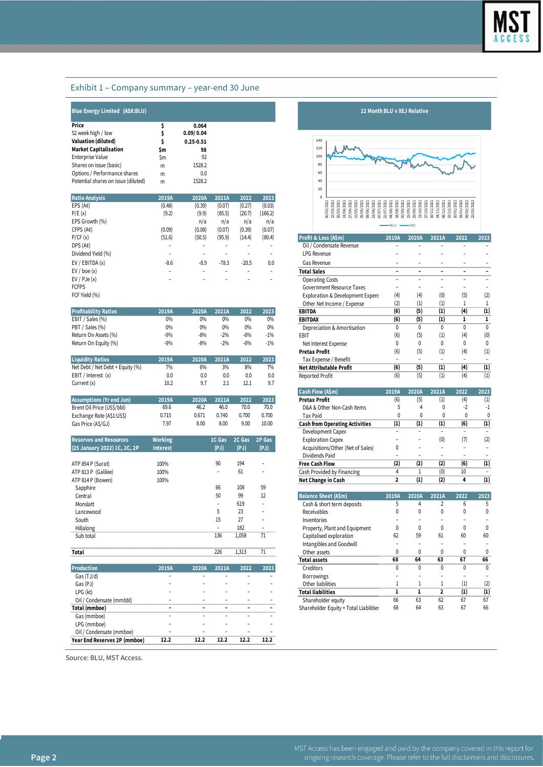## Exhibit 1 – Company summary – year-end 30 June

| Blue Energy Limited (ASX:BLU) | | |
|---|---|---|
| **Price** | **$** | **0.064** |
| 52 week high / low | **$** | **0.09/ 0.04** |
| **Valuation (diluted)** | **$** | **0.25-0.51** |
| **Market Capitalisation** | **$m** | **98** |
| Enterprise Value | $m | 92 |
| Shares on issue (basic) | m | 1528.2 |
| Options / Performance shares | m | 0.0 |
| Potential shares on issue (diluted) | m | 1528.2 |

| Ratio Analysis | 2019A | 2020A | 2021A | 2022 | 2023 |
|---|---|---|---|---|---|
| EPS (A¢) | (0.48) | (0.39) | (0.07) | (0.27) | (0.03) |
| P/E (x) | (9.2) | (9.9) | (85.5) | (20.7) | (166.2) |
| EPS Growth (%) | | n/a | n/a | n/a | n/a |
| CFPS (A¢) | (0.09) | (0.08) | (0.07) | (0.39) | (0.07) |
| P/CF (x) | (51.6) | (50.5) | (95.9) | (14.4) | (80.4) |
| DPS (A¢) | – | – | – | – | – |
| Dividend Yield (%) | – | – | – | – | – |
| EV / EBITDA (x) | -8.6 | -8.9 | -78.3 | -20.5 | 0.0 |
| EV / boe (x) | – | – | – | – | – |
| EV / PJe (x) | – | – | – | – | – |
| FCFPS | | | | | |
| FCF Yield (%) | | | | | |

| Profitability Ratios | 2019A | 2020A | 2021A | 2022 | 2023 |
|---|---|---|---|---|---|
| EBIT / Sales (%) | 0% | 0% | 0% | 0% | 0% |
| PBT / Sales (%) | 0% | 0% | 0% | 0% | 0% |
| Return On Assets (%) | -9% | -8% | -2% | -6% | -1% |
| Return On Equity (%) | -9% | -8% | -2% | -6% | -1% |

| Liquidity Ratios | 2019A | 2020A | 2021A | 2022 | 2023 |
|---|---|---|---|---|---|
| Net Debt / Net Debt + Equity (%) | 7% | 6% | 3% | 8% | 7% |
| EBIT / Interest (x) | 0.0 | 0.0 | 0.0 | 0.0 | 0.0 |
| Current (x) | 10.2 | 9.7 | 2.1 | 12.1 | 9.7 |

| Assumptions (Yr end Jun) | 2019A | 2020A | 2021A | 2022 | 2023 |
|---|---|---|---|---|---|
| Brent Oil Price (US$/bbl) | 69.6 | 46.2 | 46.0 | 70.0 | 70.0 |
| Exchange Rate (A$1:US$) | 0.715 | 0.671 | 0.740 | 0.700 | 0.700 |
| Gas Price (A$/GJ) | 7.97 | 8.00 | 8.00 | 9.00 | 10.00 |

| Reserves and Resources (25 January 2022) 1C, 2C, 2P | Working Interest | 1C Gas (PJ) | 2C Gas (PJ) | 2P Gas (PJ) |
|---|---|---|---|---|
| ATP 854 P (Surat) | 100% | 90 | 194 | – |
| ATP 813 P (Galilee) | 100% | – | 61 | – |
| ATP 814 P (Bowen) | 100% | | | |
| Sapphire | | 66 | 108 | 59 |
| Central | | 50 | 99 | 12 |
| Monslatt | | – | 619 | – |
| Lancewood | | 5 | 23 | – |
| South | | 15 | 27 | – |
| Hillalong | | – | 182 | – |
| Sub total | | 136 | 1,058 | 71 |
| **Total** | | 226 | 1,313 | 71 |

| Production | 2019A | 2020A | 2021A | 2022 | 2023 |
|---|---|---|---|---|---|
| Gas (TJ/d) | – | – | – | – | – |
| Gas (PJ) | – | – | – | – | – |
| LPG (kt) | – | – | – | – | – |
| Oil / Condensate (mmbbl) | – | – | – | – | – |
| **Total (mmboe)** | **–** | **–** | **–** | **–** | **–** |
| Gas (mmboe) | – | – | – | – | – |
| LPG (mmboe) | – | – | – | – | – |
| Oil / Condensate (mmboe) | – | – | – | – | – |
| **Year End Reserves 2P (mmboe)** | **12.2** | **12.2** | **12.2** | **12.2** | **12.2** |

**12 Month BLU v XEJ Relative**

| Profit & Loss (A$m) | 2019A | 2020A | 2021A | 2022 | 2023 |
|---|---|---|---|---|---|
| Oil / Condensate Revenue | – | – | – | – | – |
| LPG Revenue | – | – | – | – | – |
| Gas Revenue | – | – | – | – | – |
| **Total Sales** | **–** | **–** | **–** | **–** | **–** |
| Operating Costs | – | – | – | – | – |
| Government Resource Taxes | – | – | – | – | – |
| Exploration & Development Expens | (4) | (4) | (0) | (5) | (2) |
| Other Net Income / Expense | (2) | (1) | (1) | 1 | 1 |
| **EBITDA** | **(6)** | **(5)** | **(1)** | **(4)** | **(1)** |
| **EBITDAX** | **(6)** | **(5)** | **(1)** | **1** | **1** |
| Depreciation & Amortisation | 0 | 0 | 0 | 0 | 0 |
| EBIT | (6) | (5) | (1) | (4) | (0) |
| Net Interest Expense | 0 | 0 | 0 | 0 | 0 |
| **Pretax Profit** | (6) | (5) | (1) | (4) | (1) |
| Tax Expense / Benefit | – | – | – | – | – |
| **Net Attributable Profit** | **(6)** | **(5)** | **(1)** | **(4)** | **(1)** |
| Reported Profit | (6) | (5) | (1) | (4) | (1) |

| Cash Flow (A$m) | 2019A | 2020A | 2021A | 2022 | 2023 |
|---|---|---|---|---|---|
| **Pretax Profit** | (6) | (5) | (1) | (4) | (1) |
| D&A & Other Non-Cash Items | 5 | 4 | 0 | -2 | -1 |
| Tax Paid | 0 | 0 | 0 | 0 | 0 |
| **Cash from Operating Activities** | **(1)** | **(1)** | **(1)** | **(6)** | **(1)** |
| Development Capex | – | – | – | – | – |
| Exploration Capex | – | – | (0) | (7) | (2) |
| Acquisitions/Other (Net of Sales) | 0 | – | – | – | – |
| Dividends Paid | – | – | – | – | – |
| **Free Cash Flow** | **(2)** | **(2)** | **(2)** | **(6)** | **(1)** |
| Cash Provided by Financing | 4 | 1 | (0) | 10 | – |
| **Net Change in Cash** | **2** | **(1)** | **(2)** | **4** | **(1)** |

| Balance Sheet (A$m) | 2019A | 2020A | 2021A | 2022 | 2023 |
|---|---|---|---|---|---|
| Cash & short term deposits | 5 | 4 | 2 | 6 | 5 |
| Receivables | 0 | 0 | 0 | 0 | 0 |
| Inventories | – | – | – | – | – |
| Property, Plant and Equipment | 0 | 0 | 0 | 0 | 0 |
| Capitalised exploration | 62 | 59 | 61 | 60 | 60 |
| Intangibles and Goodwill | – | – | – | – | – |
| Other assets | 0 | 0 | 0 | 0 | 0 |
| **Total assets** | **68** | **64** | **63** | **67** | **66** |
| Creditors | 0 | 0 | 0 | 0 | 0 |
| Borrowings | – | – | – | – | – |
| Other liabilities | 1 | 1 | 1 | (1) | (2) |
| **Total liabilities** | **1** | **1** | **2** | **(1)** | **(1)** |
| Shareholder equity | 66 | 63 | 62 | 67 | 67 |
| Shareholder Equity + Total Liabilities | 68 | 64 | 63 | 67 | 66 |

Source: BLU, MST Access.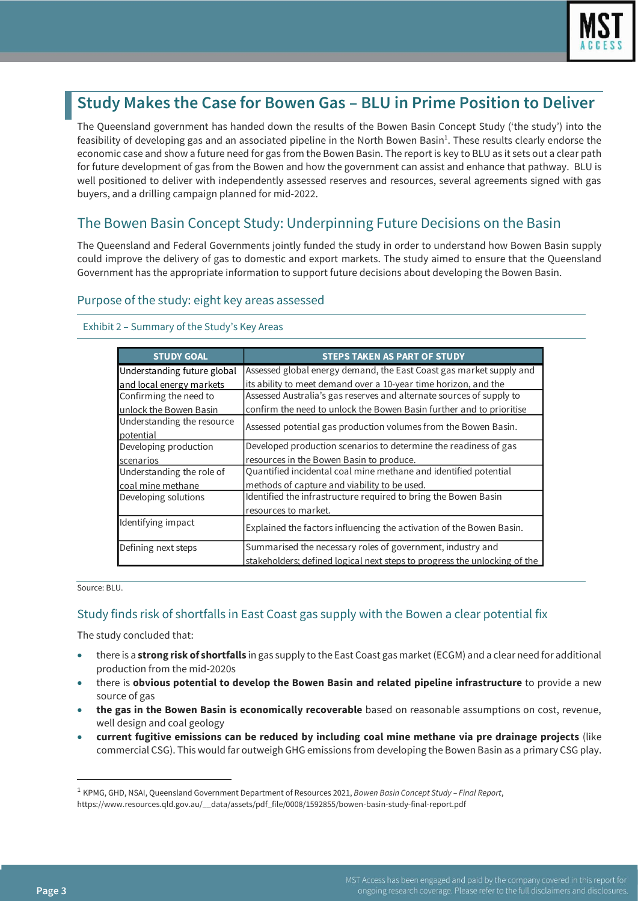# Study Makes the Case for Bowen Gas – BLU in Prime Position to Deliver

The Queensland government has handed down the results of the Bowen Basin Concept Study ('the study') into the feasibility of developing gas and an associated pipeline in the North Bowen Basin[1]. These results clearly endorse the economic case and show a future need for gas from the Bowen Basin. The report is key to BLU as it sets out a clear path for future development of gas from the Bowen and how the government can assist and enhance that pathway. BLU is well positioned to deliver with independently assessed reserves and resources, several agreements signed with gas buyers, and a drilling campaign planned for mid-2022.

## The Bowen Basin Concept Study: Underpinning Future Decisions on the Basin

The Queensland and Federal Governments jointly funded the study in order to understand how Bowen Basin supply could improve the delivery of gas to domestic and export markets. The study aimed to ensure that the Queensland Government has the appropriate information to support future decisions about developing the Bowen Basin.

### Purpose of the study: eight key areas assessed

Exhibit 2 – Summary of the Study's Key Areas

| STUDY GOAL | STEPS TAKEN AS PART OF STUDY |
| --- | --- |
| Understanding future global and local energy markets | Assessed global energy demand, the East Coast gas market supply and its ability to meet demand over a 10-year time horizon, and the |
| Confirming the need to unlock the Bowen Basin | Assessed Australia's gas reserves and alternate sources of supply to confirm the need to unlock the Bowen Basin further and to prioritise |
| Understanding the resource potential | Assessed potential gas production volumes from the Bowen Basin. |
| Developing production scenarios | Developed production scenarios to determine the readiness of gas resources in the Bowen Basin to produce. |
| Understanding the role of coal mine methane | Quantified incidental coal mine methane and identified potential methods of capture and viability to be used. |
| Developing solutions | Identified the infrastructure required to bring the Bowen Basin resources to market. |
| Identifying impact | Explained the factors influencing the activation of the Bowen Basin. |
| Defining next steps | Summarised the necessary roles of government, industry and stakeholders; defined logical next steps to progress the unlocking of the |

Source: BLU.

### Study finds risk of shortfalls in East Coast gas supply with the Bowen a clear potential fix

The study concluded that:

- there is a **strong risk of shortfalls** in gas supply to the East Coast gas market (ECGM) and a clear need for additional production from the mid-2020s
- there is **obvious potential to develop the Bowen Basin and related pipeline infrastructure** to provide a new source of gas
- **the gas in the Bowen Basin is economically recoverable** based on reasonable assumptions on cost, revenue, well design and coal geology
- **current fugitive emissions can be reduced by including coal mine methane via pre drainage projects** (like commercial CSG). This would far outweigh GHG emissions from developing the Bowen Basin as a primary CSG play.

---

[1] KPMG, GHD, NSAI, Queensland Government Department of Resources 2021, *Bowen Basin Concept Study – Final Report*, https://www.resources.qld.gov.au/__data/assets/pdf_file/0008/1592855/bowen-basin-study-final-report.pdf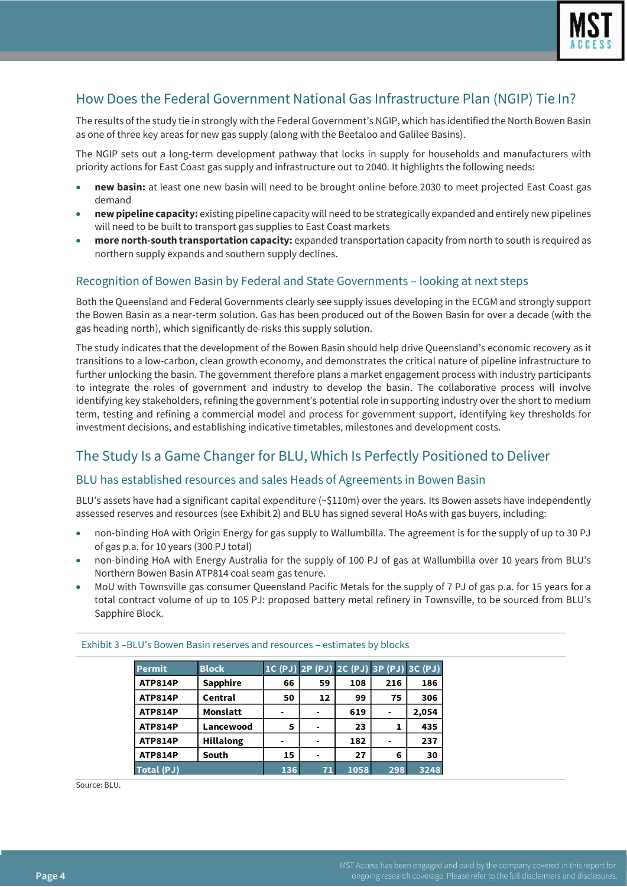## How Does the Federal Government National Gas Infrastructure Plan (NGIP) Tie In?

The results of the study tie in strongly with the Federal Government's NGIP, which has identified the North Bowen Basin as one of three key areas for new gas supply (along with the Beetaloo and Galilee Basins).

The NGIP sets out a long-term development pathway that locks in supply for households and manufacturers with priority actions for East Coast gas supply and infrastructure out to 2040. It highlights the following needs:

- **new basin:** at least one new basin will need to be brought online before 2030 to meet projected East Coast gas demand
- **new pipeline capacity:** existing pipeline capacity will need to be strategically expanded and entirely new pipelines will need to be built to transport gas supplies to East Coast markets
- **more north-south transportation capacity:** expanded transportation capacity from north to south is required as northern supply expands and southern supply declines.

### Recognition of Bowen Basin by Federal and State Governments – looking at next steps

Both the Queensland and Federal Governments clearly see supply issues developing in the ECGM and strongly support the Bowen Basin as a near-term solution. Gas has been produced out of the Bowen Basin for over a decade (with the gas heading north), which significantly de-risks this supply solution.

The study indicates that the development of the Bowen Basin should help drive Queensland's economic recovery as it transitions to a low-carbon, clean growth economy, and demonstrates the critical nature of pipeline infrastructure to further unlocking the basin. The government therefore plans a market engagement process with industry participants to integrate the roles of government and industry to develop the basin. The collaborative process will involve identifying key stakeholders, refining the government's potential role in supporting industry over the short to medium term, testing and refining a commercial model and process for government support, identifying key thresholds for investment decisions, and establishing indicative timetables, milestones and development costs.

## The Study Is a Game Changer for BLU, Which Is Perfectly Positioned to Deliver

### BLU has established resources and sales Heads of Agreements in Bowen Basin

BLU's assets have had a significant capital expenditure (~$110m) over the years. Its Bowen assets have independently assessed reserves and resources (see Exhibit 2) and BLU has signed several HoAs with gas buyers, including:

- non-binding HoA with Origin Energy for gas supply to Wallumbilla. The agreement is for the supply of up to 30 PJ of gas p.a. for 10 years (300 PJ total)
- non-binding HoA with Energy Australia for the supply of 100 PJ of gas at Wallumbilla over 10 years from BLU's Northern Bowen Basin ATP814 coal seam gas tenure.
- MoU with Townsville gas consumer Queensland Pacific Metals for the supply of 7 PJ of gas p.a. for 15 years for a total contract volume of up to 105 PJ: proposed battery metal refinery in Townsville, to be sourced from BLU's Sapphire Block.

Exhibit 3 –BLU's Bowen Basin reserves and resources – estimates by blocks

| Permit | Block | 1C (PJ) | 2P (PJ) | 2C (PJ) | 3P (PJ) | 3C (PJ) |
|---|---|---|---|---|---|---|
| ATP814P | Sapphire | 66 | 59 | 108 | 216 | 186 |
| ATP814P | Central | 50 | 12 | 99 | 75 | 306 |
| ATP814P | Monslatt | - | - | 619 | - | 2,054 |
| ATP814P | Lancewood | 5 | - | 23 | 1 | 435 |
| ATP814P | Hillalong | - | - | 182 | - | 237 |
| ATP814P | South | 15 | - | 27 | 6 | 30 |
| Total (PJ) | | 136 | 71 | 1058 | 298 | 3248 |

Source: BLU.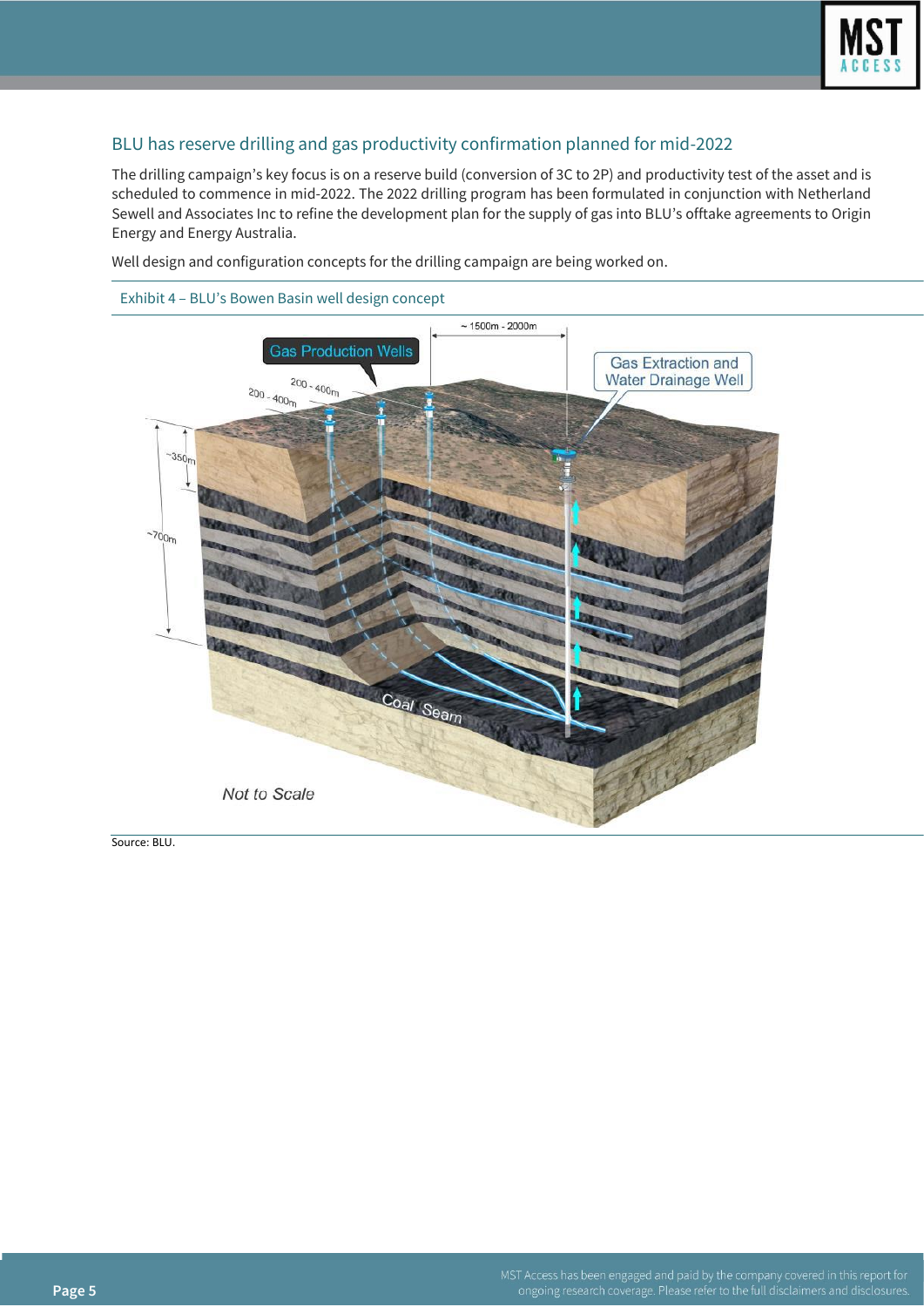## BLU has reserve drilling and gas productivity confirmation planned for mid-2022

The drilling campaign's key focus is on a reserve build (conversion of 3C to 2P) and productivity test of the asset and is scheduled to commence in mid-2022. The 2022 drilling program has been formulated in conjunction with Netherland Sewell and Associates Inc to refine the development plan for the supply of gas into BLU's offtake agreements to Origin Energy and Energy Australia.

Well design and configuration concepts for the drilling campaign are being worked on.

Exhibit 4 – BLU's Bowen Basin well design concept

Source: BLU.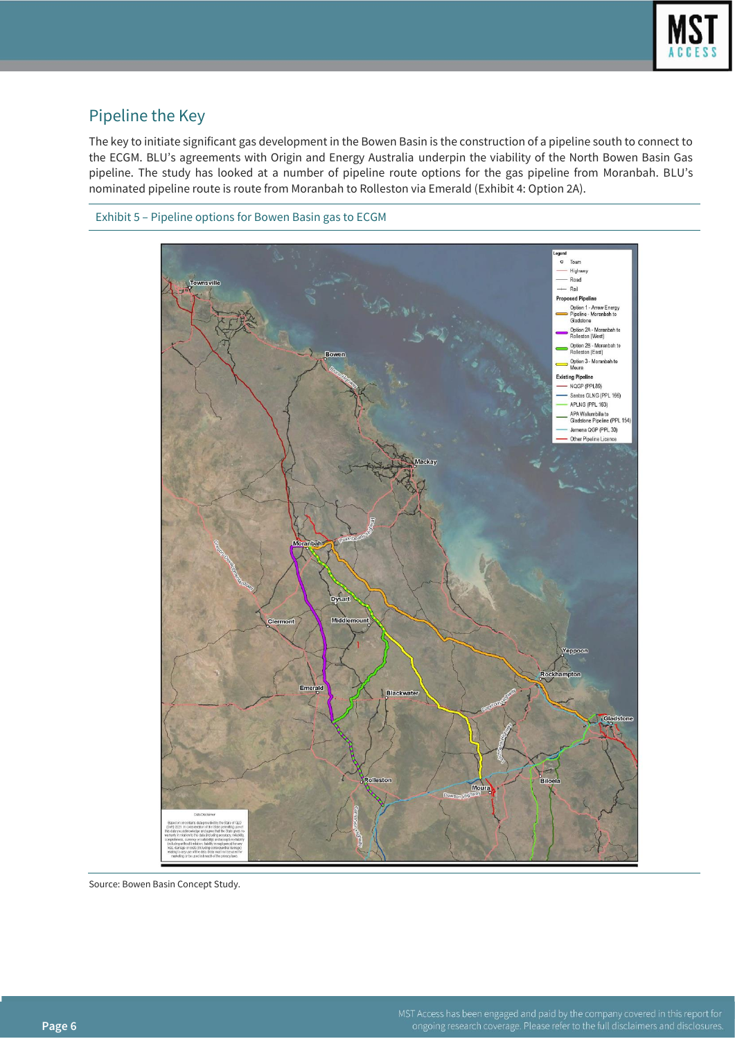## Pipeline the Key

The key to initiate significant gas development in the Bowen Basin is the construction of a pipeline south to connect to the ECGM. BLU's agreements with Origin and Energy Australia underpin the viability of the North Bowen Basin Gas pipeline. The study has looked at a number of pipeline route options for the gas pipeline from Moranbah. BLU's nominated pipeline route is route from Moranbah to Rolleston via Emerald (Exhibit 4: Option 2A).

Exhibit 5 – Pipeline options for Bowen Basin gas to ECGM

Source: Bowen Basin Concept Study.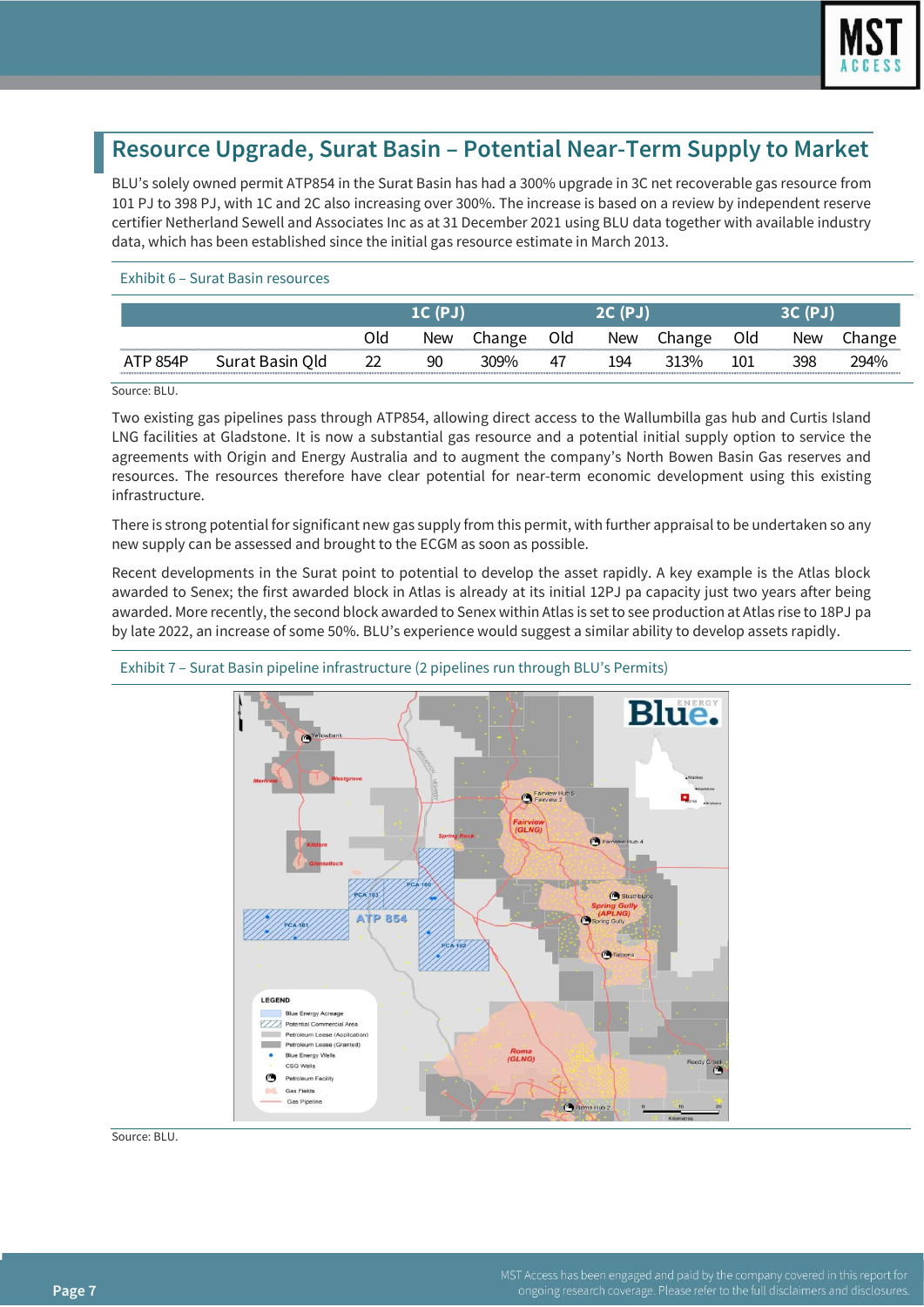## Resource Upgrade, Surat Basin – Potential Near-Term Supply to Market

BLU's solely owned permit ATP854 in the Surat Basin has had a 300% upgrade in 3C net recoverable gas resource from 101 PJ to 398 PJ, with 1C and 2C also increasing over 300%. The increase is based on a review by independent reserve certifier Netherland Sewell and Associates Inc as at 31 December 2021 using BLU data together with available industry data, which has been established since the initial gas resource estimate in March 2013.

Exhibit 6 – Surat Basin resources

| | | 1C (PJ) | | | 2C (PJ) | | | 3C (PJ) | | |
|---|---|---|---|---|---|---|---|---|---|---|
| | | Old | New | Change | Old | New | Change | Old | New | Change |
| ATP 854P | Surat Basin Qld | 22 | 90 | 309% | 47 | 194 | 313% | 101 | 398 | 294% |

Source: BLU.

Two existing gas pipelines pass through ATP854, allowing direct access to the Wallumbilla gas hub and Curtis Island LNG facilities at Gladstone. It is now a substantial gas resource and a potential initial supply option to service the agreements with Origin and Energy Australia and to augment the company's North Bowen Basin Gas reserves and resources. The resources therefore have clear potential for near-term economic development using this existing infrastructure.

There is strong potential for significant new gas supply from this permit, with further appraisal to be undertaken so any new supply can be assessed and brought to the ECGM as soon as possible.

Recent developments in the Surat point to potential to develop the asset rapidly. A key example is the Atlas block awarded to Senex; the first awarded block in Atlas is already at its initial 12PJ pa capacity just two years after being awarded. More recently, the second block awarded to Senex within Atlas is set to see production at Atlas rise to 18PJ pa by late 2022, an increase of some 50%. BLU's experience would suggest a similar ability to develop assets rapidly.

Exhibit 7 – Surat Basin pipeline infrastructure (2 pipelines run through BLU's Permits)

Source: BLU.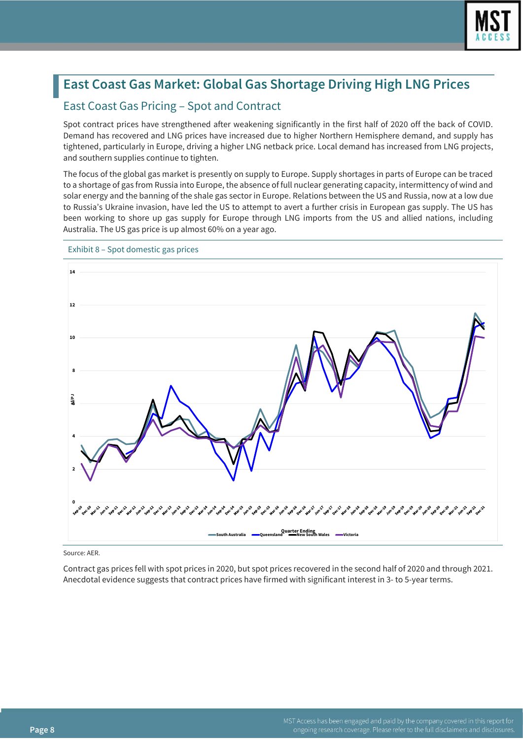# East Coast Gas Market: Global Gas Shortage Driving High LNG Prices

## East Coast Gas Pricing – Spot and Contract

Spot contract prices have strengthened after weakening significantly in the first half of 2020 off the back of COVID. Demand has recovered and LNG prices have increased due to higher Northern Hemisphere demand, and supply has tightened, particularly in Europe, driving a higher LNG netback price. Local demand has increased from LNG projects, and southern supplies continue to tighten.

The focus of the global gas market is presently on supply to Europe. Supply shortages in parts of Europe can be traced to a shortage of gas from Russia into Europe, the absence of full nuclear generating capacity, intermittency of wind and solar energy and the banning of the shale gas sector in Europe. Relations between the US and Russia, now at a low due to Russia's Ukraine invasion, have led the US to attempt to avert a further crisis in European gas supply. The US has been working to shore up gas supply for Europe through LNG imports from the US and allied nations, including Australia. The US gas price is up almost 60% on a year ago.

Exhibit 8 – Spot domestic gas prices

Source: AER.

Contract gas prices fell with spot prices in 2020, but spot prices recovered in the second half of 2020 and through 2021. Anecdotal evidence suggests that contract prices have firmed with significant interest in 3- to 5-year terms.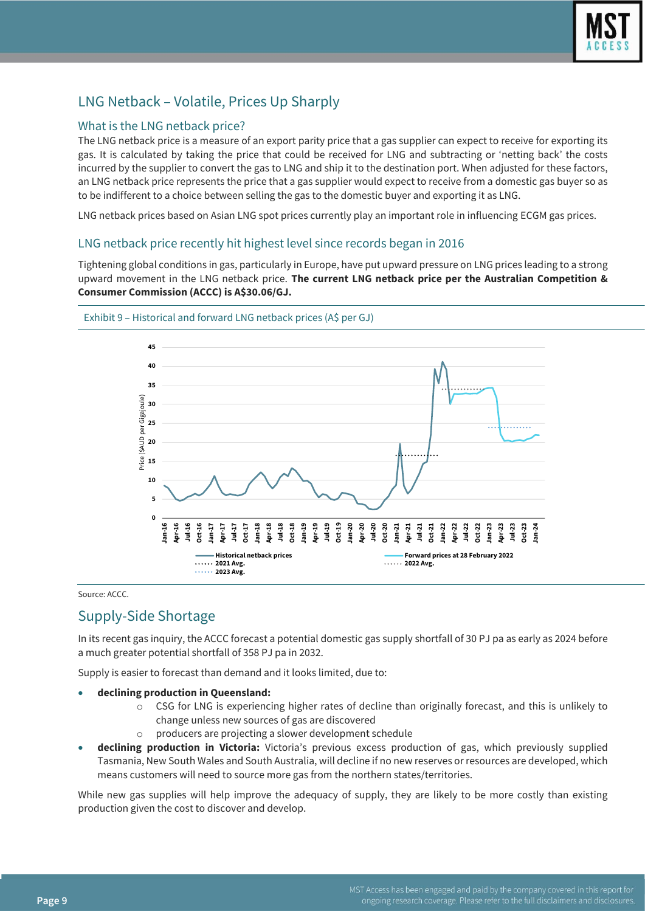## LNG Netback – Volatile, Prices Up Sharply

### What is the LNG netback price?

The LNG netback price is a measure of an export parity price that a gas supplier can expect to receive for exporting its gas. It is calculated by taking the price that could be received for LNG and subtracting or 'netting back' the costs incurred by the supplier to convert the gas to LNG and ship it to the destination port. When adjusted for these factors, an LNG netback price represents the price that a gas supplier would expect to receive from a domestic gas buyer so as to be indifferent to a choice between selling the gas to the domestic buyer and exporting it as LNG.

LNG netback prices based on Asian LNG spot prices currently play an important role in influencing ECGM gas prices.

### LNG netback price recently hit highest level since records began in 2016

Tightening global conditions in gas, particularly in Europe, have put upward pressure on LNG prices leading to a strong upward movement in the LNG netback price. **The current LNG netback price per the Australian Competition & Consumer Commission (ACCC) is A$30.06/GJ.**

Exhibit 9 – Historical and forward LNG netback prices (A$ per GJ)

Source: ACCC.

## Supply-Side Shortage

In its recent gas inquiry, the ACCC forecast a potential domestic gas supply shortfall of 30 PJ pa as early as 2024 before a much greater potential shortfall of 358 PJ pa in 2032.

Supply is easier to forecast than demand and it looks limited, due to:

- **declining production in Queensland:**
  - CSG for LNG is experiencing higher rates of decline than originally forecast, and this is unlikely to change unless new sources of gas are discovered
  - producers are projecting a slower development schedule
- **declining production in Victoria:** Victoria's previous excess production of gas, which previously supplied Tasmania, New South Wales and South Australia, will decline if no new reserves or resources are developed, which means customers will need to source more gas from the northern states/territories.

While new gas supplies will help improve the adequacy of supply, they are likely to be more costly than existing production given the cost to discover and develop.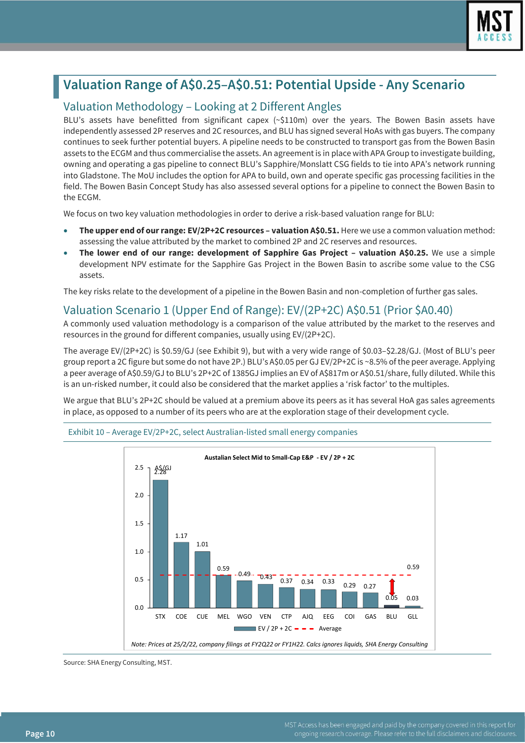## Valuation Range of A$0.25–A$0.51: Potential Upside - Any Scenario

### Valuation Methodology – Looking at 2 Different Angles

BLU's assets have benefitted from significant capex (~$110m) over the years. The Bowen Basin assets have independently assessed 2P reserves and 2C resources, and BLU has signed several HoAs with gas buyers. The company continues to seek further potential buyers. A pipeline needs to be constructed to transport gas from the Bowen Basin assets to the ECGM and thus commercialise the assets. An agreement is in place with APA Group to investigate building, owning and operating a gas pipeline to connect BLU's Sapphire/Monslatt CSG fields to tie into APA's network running into Gladstone. The MoU includes the option for APA to build, own and operate specific gas processing facilities in the field. The Bowen Basin Concept Study has also assessed several options for a pipeline to connect the Bowen Basin to the ECGM.

We focus on two key valuation methodologies in order to derive a risk-based valuation range for BLU:

- **The upper end of our range: EV/2P+2C resources – valuation A$0.51.** Here we use a common valuation method: assessing the value attributed by the market to combined 2P and 2C reserves and resources.
- **The lower end of our range: development of Sapphire Gas Project – valuation A$0.25.** We use a simple development NPV estimate for the Sapphire Gas Project in the Bowen Basin to ascribe some value to the CSG assets.

The key risks relate to the development of a pipeline in the Bowen Basin and non-completion of further gas sales.

### Valuation Scenario 1 (Upper End of Range): EV/(2P+2C) A$0.51 (Prior $A0.40)

A commonly used valuation methodology is a comparison of the value attributed by the market to the reserves and resources in the ground for different companies, usually using EV/(2P+2C).

The average EV/(2P+2C) is $0.59/GJ (see Exhibit 9), but with a very wide range of $0.03–$2.28/GJ. (Most of BLU's peer group report a 2C figure but some do not have 2P.) BLU's A$0.05 per GJ EV/2P+2C is ~8.5% of the peer average. Applying a peer average of A$0.59/GJ to BLU's 2P+2C of 1385GJ implies an EV of A$817m or A$0.51/share, fully diluted. While this is an un-risked number, it could also be considered that the market applies a 'risk factor' to the multiples.

We argue that BLU's 2P+2C should be valued at a premium above its peers as it has several HoA gas sales agreements in place, as opposed to a number of its peers who are at the exploration stage of their development cycle.

Exhibit 10 – Average EV/2P+2C, select Australian-listed small energy companies

**Australian Select Mid to Small-Cap E&P - EV / 2P + 2C** (A$/GJ)

| Company | EV / 2P + 2C | Average |
|---|---|---|
| STX | 2.28 | 0.59 |
| COE | 1.17 | 0.59 |
| CUE | 1.01 | 0.59 |
| MEL | 0.59 | 0.59 |
| WGO | 0.49 | 0.59 |
| VEN | 0.43 | 0.59 |
| CTP | 0.37 | 0.59 |
| AJQ | 0.34 | 0.59 |
| EEG | 0.33 | 0.59 |
| COI | 0.29 | 0.59 |
| GAS | 0.27 | 0.59 |
| BLU | 0.05 | 0.59 |
| GLL | 0.03 | 0.59 |

*Note: Prices at 25/2/22, company filings at FY2Q22 or FY1H22. Calcs ignores liquids, SHA Energy Consulting*

Source: SHA Energy Consulting, MST.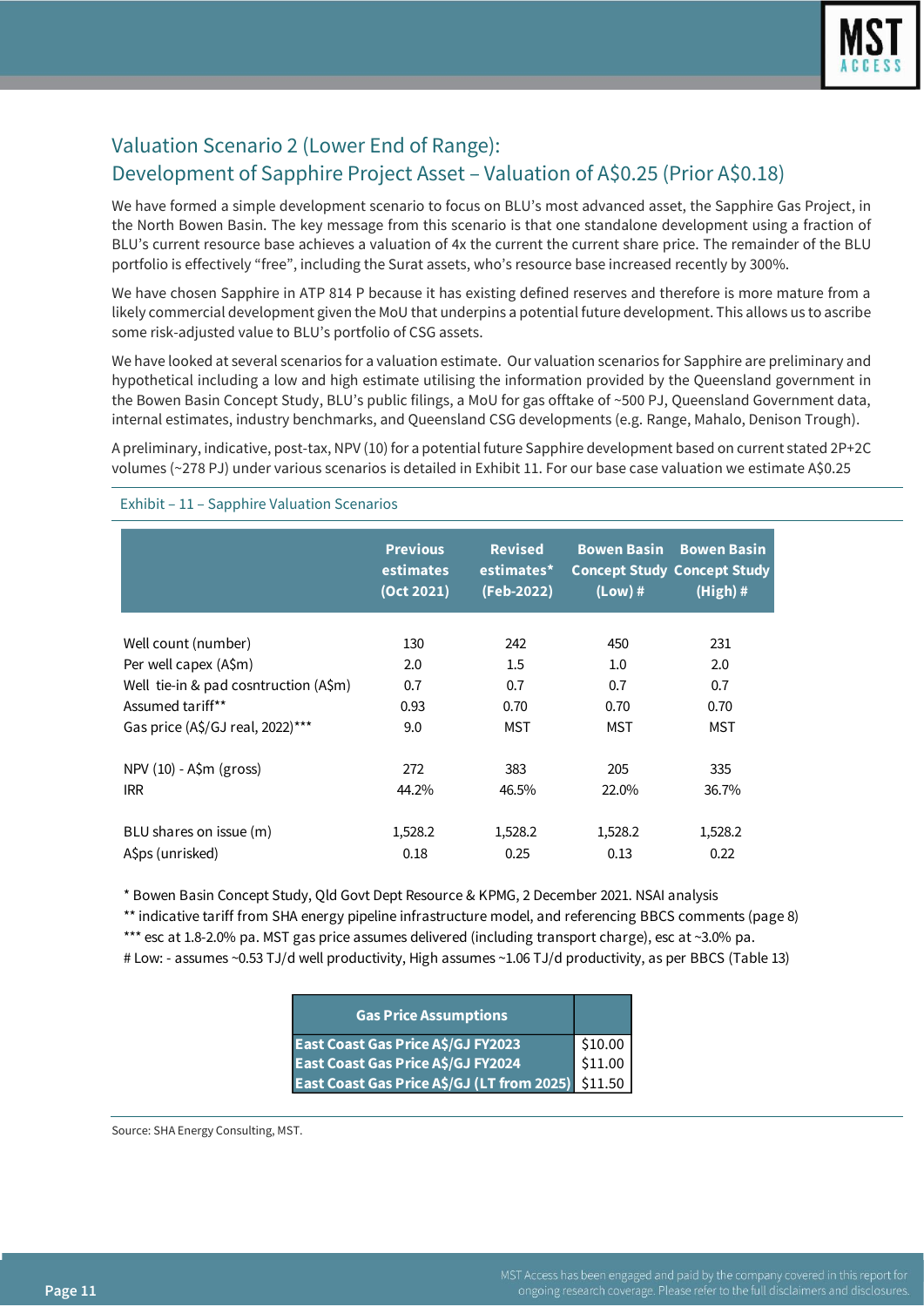## Valuation Scenario 2 (Lower End of Range): Development of Sapphire Project Asset – Valuation of A$0.25 (Prior A$0.18)

We have formed a simple development scenario to focus on BLU's most advanced asset, the Sapphire Gas Project, in the North Bowen Basin. The key message from this scenario is that one standalone development using a fraction of BLU's current resource base achieves a valuation of 4x the current the current share price. The remainder of the BLU portfolio is effectively "free", including the Surat assets, who's resource base increased recently by 300%.

We have chosen Sapphire in ATP 814 P because it has existing defined reserves and therefore is more mature from a likely commercial development given the MoU that underpins a potential future development. This allows us to ascribe some risk-adjusted value to BLU's portfolio of CSG assets.

We have looked at several scenarios for a valuation estimate. Our valuation scenarios for Sapphire are preliminary and hypothetical including a low and high estimate utilising the information provided by the Queensland government in the Bowen Basin Concept Study, BLU's public filings, a MoU for gas offtake of ~500 PJ, Queensland Government data, internal estimates, industry benchmarks, and Queensland CSG developments (e.g. Range, Mahalo, Denison Trough).

A preliminary, indicative, post-tax, NPV (10) for a potential future Sapphire development based on current stated 2P+2C volumes (~278 PJ) under various scenarios is detailed in Exhibit 11. For our base case valuation we estimate A$0.25

Exhibit – 11 – Sapphire Valuation Scenarios

| | Previous estimates (Oct 2021) | Revised estimates* (Feb-2022) | Bowen Basin Concept Study (Low) # | Bowen Basin Concept Study (High) # |
|---|---|---|---|---|
| Well count (number) | 130 | 242 | 450 | 231 |
| Per well capex (A$m) | 2.0 | 1.5 | 1.0 | 2.0 |
| Well tie-in & pad cosntruction (A$m) | 0.7 | 0.7 | 0.7 | 0.7 |
| Assumed tariff** | 0.93 | 0.70 | 0.70 | 0.70 |
| Gas price (A$/GJ real, 2022)*** | 9.0 | MST | MST | MST |
| | | | | |
| NPV (10) - A$m (gross) | 272 | 383 | 205 | 335 |
| IRR | 44.2% | 46.5% | 22.0% | 36.7% |
| | | | | |
| BLU shares on issue (m) | 1,528.2 | 1,528.2 | 1,528.2 | 1,528.2 |
| A$ps (unrisked) | 0.18 | 0.25 | 0.13 | 0.22 |

\* Bowen Basin Concept Study, Qld Govt Dept Resource & KPMG, 2 December 2021. NSAI analysis

\*\* indicative tariff from SHA energy pipeline infrastructure model, and referencing BBCS comments (page 8)

\*\*\* esc at 1.8-2.0% pa. MST gas price assumes delivered (including transport charge), esc at ~3.0% pa.

\# Low: - assumes ~0.53 TJ/d well productivity, High assumes ~1.06 TJ/d productivity, as per BBCS (Table 13)

| Gas Price Assumptions | |
|---|---|
| East Coast Gas Price A$/GJ FY2023 | $10.00 |
| East Coast Gas Price A$/GJ FY2024 | $11.00 |
| East Coast Gas Price A$/GJ (LT from 2025) | $11.50 |

Source: SHA Energy Consulting, MST.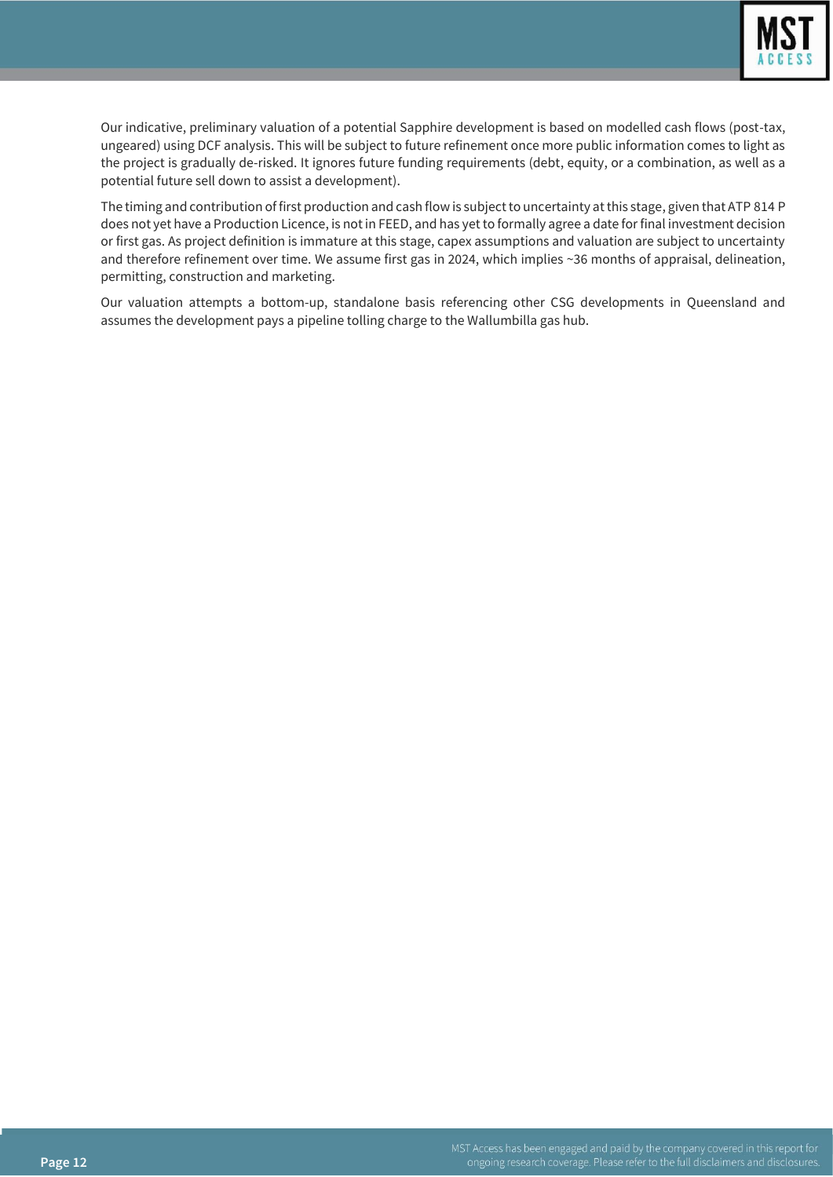Our indicative, preliminary valuation of a potential Sapphire development is based on modelled cash flows (post-tax, ungeared) using DCF analysis. This will be subject to future refinement once more public information comes to light as the project is gradually de-risked. It ignores future funding requirements (debt, equity, or a combination, as well as a potential future sell down to assist a development).

The timing and contribution of first production and cash flow is subject to uncertainty at this stage, given that ATP 814 P does not yet have a Production Licence, is not in FEED, and has yet to formally agree a date for final investment decision or first gas. As project definition is immature at this stage, capex assumptions and valuation are subject to uncertainty and therefore refinement over time. We assume first gas in 2024, which implies ~36 months of appraisal, delineation, permitting, construction and marketing.

Our valuation attempts a bottom-up, standalone basis referencing other CSG developments in Queensland and assumes the development pays a pipeline tolling charge to the Wallumbilla gas hub.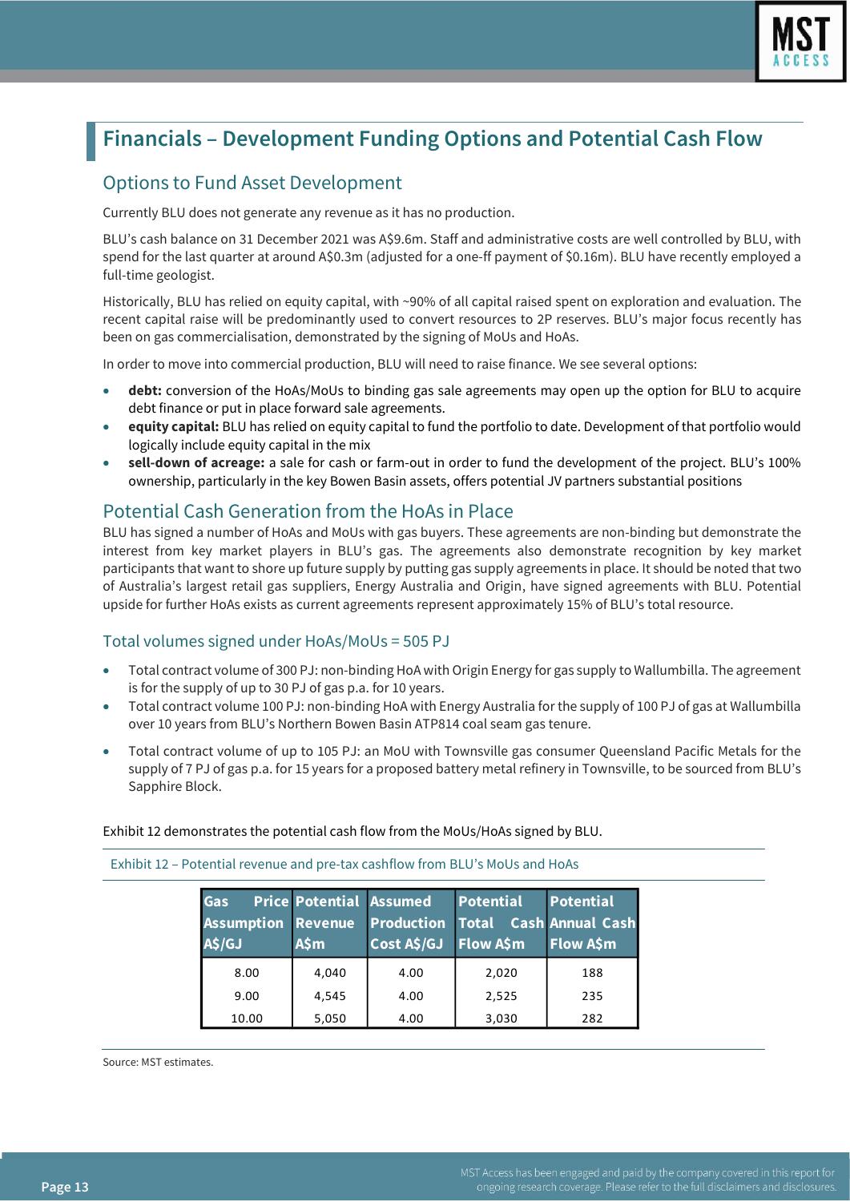## Financials – Development Funding Options and Potential Cash Flow

### Options to Fund Asset Development

Currently BLU does not generate any revenue as it has no production.

BLU's cash balance on 31 December 2021 was A$9.6m. Staff and administrative costs are well controlled by BLU, with spend for the last quarter at around A$0.3m (adjusted for a one-ff payment of $0.16m). BLU have recently employed a full-time geologist.

Historically, BLU has relied on equity capital, with ~90% of all capital raised spent on exploration and evaluation. The recent capital raise will be predominantly used to convert resources to 2P reserves. BLU's major focus recently has been on gas commercialisation, demonstrated by the signing of MoUs and HoAs.

In order to move into commercial production, BLU will need to raise finance. We see several options:

- **debt:** conversion of the HoAs/MoUs to binding gas sale agreements may open up the option for BLU to acquire debt finance or put in place forward sale agreements.
- **equity capital:** BLU has relied on equity capital to fund the portfolio to date. Development of that portfolio would logically include equity capital in the mix
- **sell-down of acreage:** a sale for cash or farm-out in order to fund the development of the project. BLU's 100% ownership, particularly in the key Bowen Basin assets, offers potential JV partners substantial positions

### Potential Cash Generation from the HoAs in Place

BLU has signed a number of HoAs and MoUs with gas buyers. These agreements are non-binding but demonstrate the interest from key market players in BLU's gas. The agreements also demonstrate recognition by key market participants that want to shore up future supply by putting gas supply agreements in place. It should be noted that two of Australia's largest retail gas suppliers, Energy Australia and Origin, have signed agreements with BLU. Potential upside for further HoAs exists as current agreements represent approximately 15% of BLU's total resource.

#### Total volumes signed under HoAs/MoUs = 505 PJ

- Total contract volume of 300 PJ: non-binding HoA with Origin Energy for gas supply to Wallumbilla. The agreement is for the supply of up to 30 PJ of gas p.a. for 10 years.
- Total contract volume 100 PJ: non-binding HoA with Energy Australia for the supply of 100 PJ of gas at Wallumbilla over 10 years from BLU's Northern Bowen Basin ATP814 coal seam gas tenure.
- Total contract volume of up to 105 PJ: an MoU with Townsville gas consumer Queensland Pacific Metals for the supply of 7 PJ of gas p.a. for 15 years for a proposed battery metal refinery in Townsville, to be sourced from BLU's Sapphire Block.

Exhibit 12 demonstrates the potential cash flow from the MoUs/HoAs signed by BLU.

Exhibit 12 – Potential revenue and pre-tax cashflow from BLU's MoUs and HoAs

| Gas Price Assumption A$/GJ | Potential Revenue A$m | Assumed Production Cost A$/GJ | Potential Total Cash Flow A$m | Potential Annual Cash Flow A$m |
|---|---|---|---|---|
| 8.00 | 4,040 | 4.00 | 2,020 | 188 |
| 9.00 | 4,545 | 4.00 | 2,525 | 235 |
| 10.00 | 5,050 | 4.00 | 3,030 | 282 |

Source: MST estimates.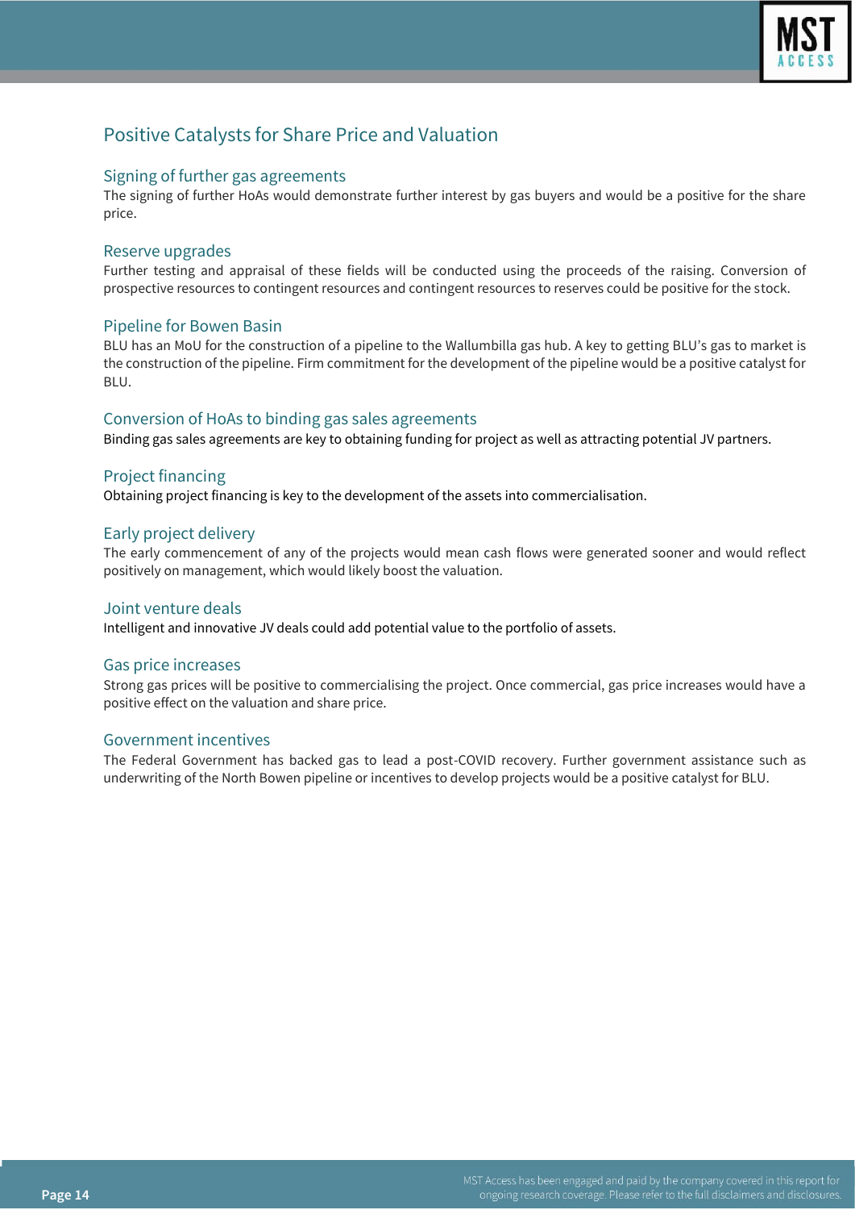# Positive Catalysts for Share Price and Valuation

## Signing of further gas agreements

The signing of further HoAs would demonstrate further interest by gas buyers and would be a positive for the share price.

## Reserve upgrades

Further testing and appraisal of these fields will be conducted using the proceeds of the raising. Conversion of prospective resources to contingent resources and contingent resources to reserves could be positive for the stock.

## Pipeline for Bowen Basin

BLU has an MoU for the construction of a pipeline to the Wallumbilla gas hub. A key to getting BLU's gas to market is the construction of the pipeline. Firm commitment for the development of the pipeline would be a positive catalyst for BLU.

## Conversion of HoAs to binding gas sales agreements

Binding gas sales agreements are key to obtaining funding for project as well as attracting potential JV partners.

## Project financing

Obtaining project financing is key to the development of the assets into commercialisation.

## Early project delivery

The early commencement of any of the projects would mean cash flows were generated sooner and would reflect positively on management, which would likely boost the valuation.

## Joint venture deals

Intelligent and innovative JV deals could add potential value to the portfolio of assets.

## Gas price increases

Strong gas prices will be positive to commercialising the project. Once commercial, gas price increases would have a positive effect on the valuation and share price.

## Government incentives

The Federal Government has backed gas to lead a post-COVID recovery. Further government assistance such as underwriting of the North Bowen pipeline or incentives to develop projects would be a positive catalyst for BLU.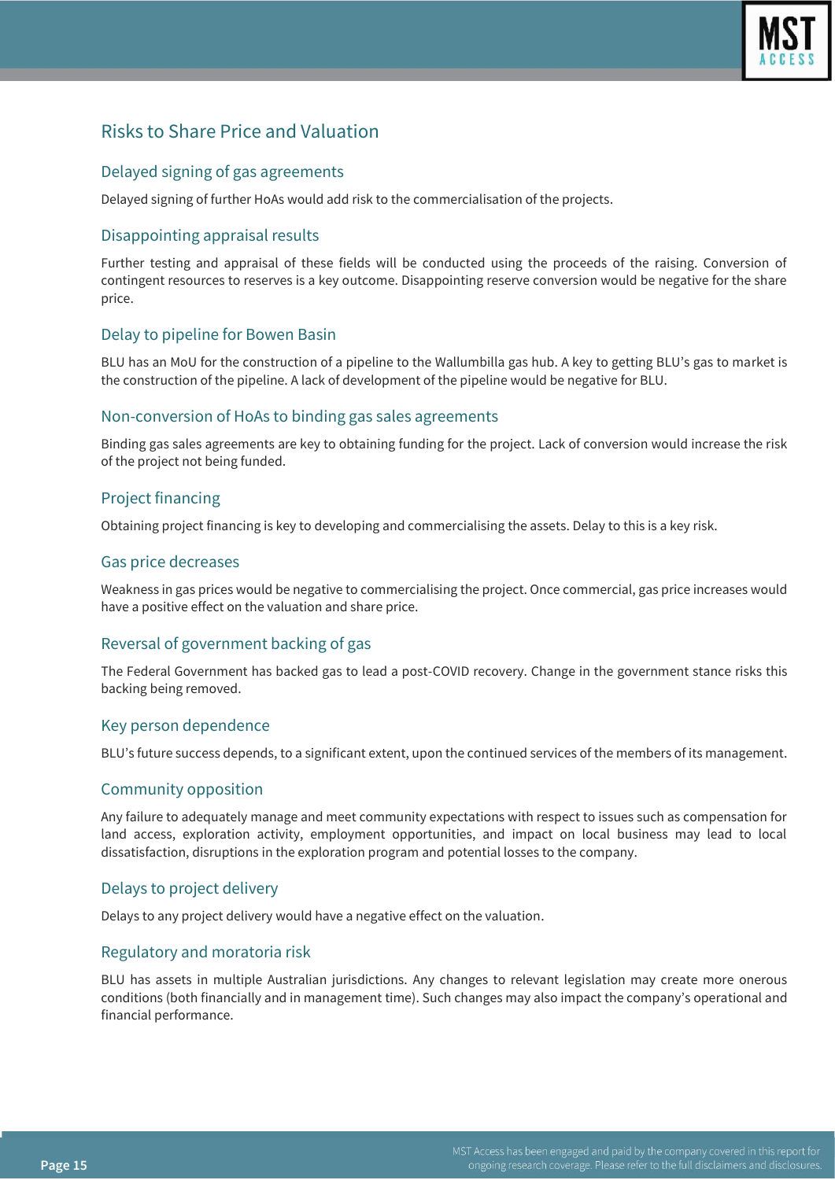## Risks to Share Price and Valuation

### Delayed signing of gas agreements

Delayed signing of further HoAs would add risk to the commercialisation of the projects.

### Disappointing appraisal results

Further testing and appraisal of these fields will be conducted using the proceeds of the raising. Conversion of contingent resources to reserves is a key outcome. Disappointing reserve conversion would be negative for the share price.

### Delay to pipeline for Bowen Basin

BLU has an MoU for the construction of a pipeline to the Wallumbilla gas hub. A key to getting BLU's gas to market is the construction of the pipeline. A lack of development of the pipeline would be negative for BLU.

### Non-conversion of HoAs to binding gas sales agreements

Binding gas sales agreements are key to obtaining funding for the project. Lack of conversion would increase the risk of the project not being funded.

### Project financing

Obtaining project financing is key to developing and commercialising the assets. Delay to this is a key risk.

### Gas price decreases

Weakness in gas prices would be negative to commercialising the project. Once commercial, gas price increases would have a positive effect on the valuation and share price.

### Reversal of government backing of gas

The Federal Government has backed gas to lead a post-COVID recovery. Change in the government stance risks this backing being removed.

### Key person dependence

BLU's future success depends, to a significant extent, upon the continued services of the members of its management.

### Community opposition

Any failure to adequately manage and meet community expectations with respect to issues such as compensation for land access, exploration activity, employment opportunities, and impact on local business may lead to local dissatisfaction, disruptions in the exploration program and potential losses to the company.

### Delays to project delivery

Delays to any project delivery would have a negative effect on the valuation.

### Regulatory and moratoria risk

BLU has assets in multiple Australian jurisdictions. Any changes to relevant legislation may create more onerous conditions (both financially and in management time). Such changes may also impact the company's operational and financial performance.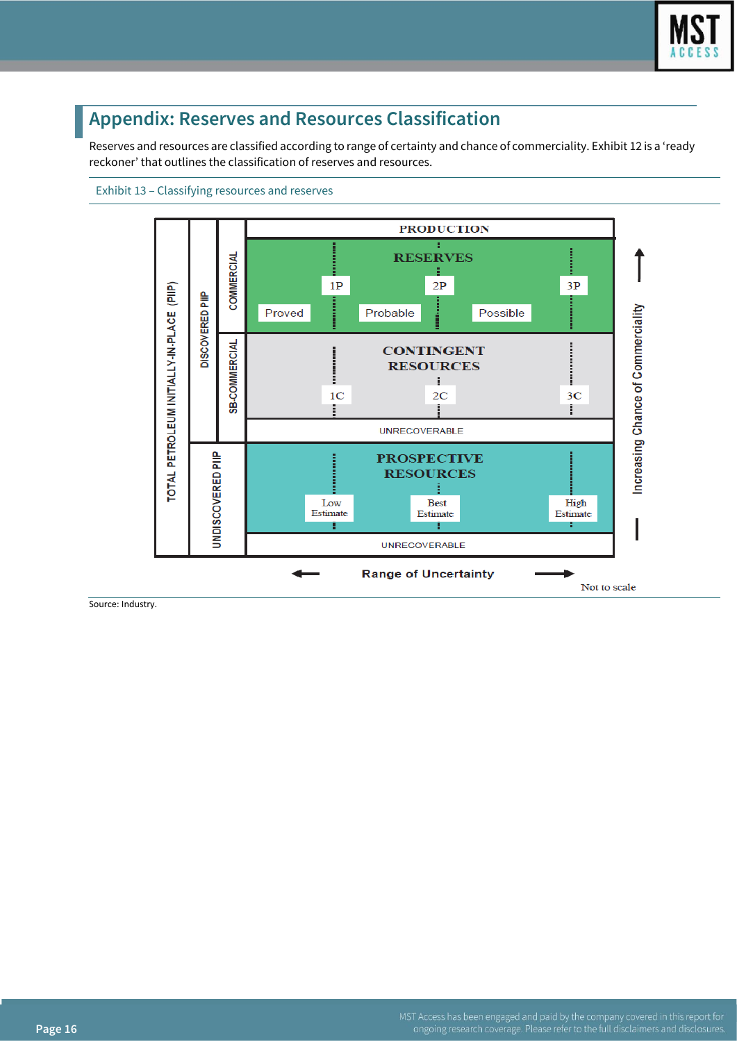## Appendix: Reserves and Resources Classification

Reserves and resources are classified according to range of certainty and chance of commerciality. Exhibit 12 is a 'ready reckoner' that outlines the classification of reserves and resources.

Exhibit 13 – Classifying resources and reserves

| TOTAL PETROLEUM INITIALLY-IN-PLACE (PIIP) | | | |
|---|---|---|---|
| DISCOVERED PIIP | | PRODUCTION | |
| | COMMERCIAL | RESERVES: Proved (1P), Probable (2P), Possible (3P) | |
| | SB-COMMERCIAL | CONTINGENT RESOURCES: 1C, 2C, 3C | |
| | | UNRECOVERABLE | |
| UNDISCOVERED PIIP | | PROSPECTIVE RESOURCES: Low Estimate, Best Estimate, High Estimate | |
| | | UNRECOVERABLE | |

← Range of Uncertainty →

↑ Increasing Chance of Commerciality

Not to scale

Source: Industry.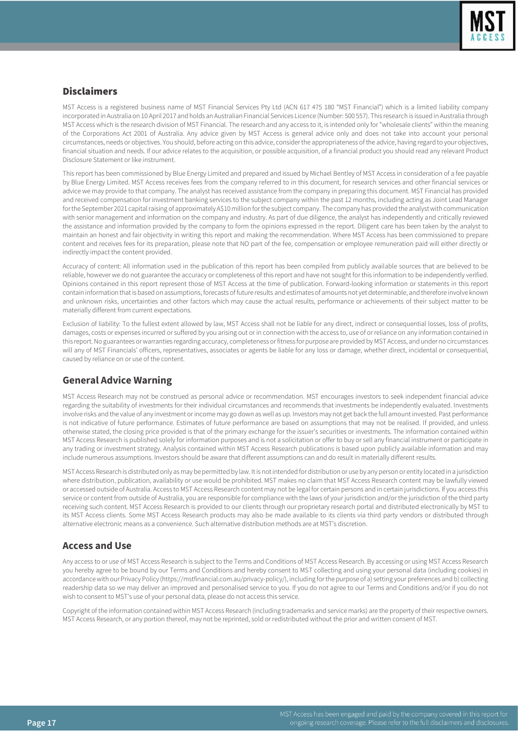## Disclaimers

MST Access is a registered business name of MST Financial Services Pty Ltd (ACN 617 475 180 "MST Financial") which is a limited liability company incorporated in Australia on 10 April 2017 and holds an Australian Financial Services Licence (Number: 500 557). This research is issued in Australia through MST Access which is the research division of MST Financial. The research and any access to it, is intended only for "wholesale clients" within the meaning of the Corporations Act 2001 of Australia. Any advice given by MST Access is general advice only and does not take into account your personal circumstances, needs or objectives. You should, before acting on this advice, consider the appropriateness of the advice, having regard to your objectives, financial situation and needs. If our advice relates to the acquisition, or possible acquisition, of a financial product you should read any relevant Product Disclosure Statement or like instrument.

This report has been commissioned by Blue Energy Limited and prepared and issued by Michael Bentley of MST Access in consideration of a fee payable by Blue Energy Limited. MST Access receives fees from the company referred to in this document, for research services and other financial services or advice we may provide to that company. The analyst has received assistance from the company in preparing this document. MST Financial has provided and received compensation for investment banking services to the subject company within the past 12 months, including acting as Joint Lead Manager for the September 2021 capital raising of approximately A$10 million for the subject company. The company has provided the analyst with communication with senior management and information on the company and industry. As part of due diligence, the analyst has independently and critically reviewed the assistance and information provided by the company to form the opinions expressed in the report. Diligent care has been taken by the analyst to maintain an honest and fair objectivity in writing this report and making the recommendation. Where MST Access has been commissioned to prepare content and receives fees for its preparation, please note that NO part of the fee, compensation or employee remuneration paid will either directly or indirectly impact the content provided.

Accuracy of content: All information used in the publication of this report has been compiled from publicly available sources that are believed to be reliable, however we do not guarantee the accuracy or completeness of this report and have not sought for this information to be independently verified. Opinions contained in this report represent those of MST Access at the time of publication. Forward-looking information or statements in this report contain information that is based on assumptions, forecasts of future results and estimates of amounts not yet determinable, and therefore involve known and unknown risks, uncertainties and other factors which may cause the actual results, performance or achievements of their subject matter to be materially different from current expectations.

Exclusion of liability: To the fullest extent allowed by law, MST Access shall not be liable for any direct, indirect or consequential losses, loss of profits, damages, costs or expenses incurred or suffered by you arising out or in connection with the access to, use of or reliance on any information contained in this report. No guarantees or warranties regarding accuracy, completeness or fitness for purpose are provided by MST Access, and under no circumstances will any of MST Financials' officers, representatives, associates or agents be liable for any loss or damage, whether direct, incidental or consequential, caused by reliance on or use of the content.

## General Advice Warning

MST Access Research may not be construed as personal advice or recommendation. MST encourages investors to seek independent financial advice regarding the suitability of investments for their individual circumstances and recommends that investments be independently evaluated. Investments involve risks and the value of any investment or income may go down as well as up. Investors may not get back the full amount invested. Past performance is not indicative of future performance. Estimates of future performance are based on assumptions that may not be realised. If provided, and unless otherwise stated, the closing price provided is that of the primary exchange for the issuer's securities or investments. The information contained within MST Access Research is published solely for information purposes and is not a solicitation or offer to buy or sell any financial instrument or participate in any trading or investment strategy. Analysis contained within MST Access Research publications is based upon publicly available information and may include numerous assumptions. Investors should be aware that different assumptions can and do result in materially different results.

MST Access Research is distributed only as may be permitted by law. It is not intended for distribution or use by any person or entity located in a jurisdiction where distribution, publication, availability or use would be prohibited. MST makes no claim that MST Access Research content may be lawfully viewed or accessed outside of Australia. Access to MST Access Research content may not be legal for certain persons and in certain jurisdictions. If you access this service or content from outside of Australia, you are responsible for compliance with the laws of your jurisdiction and/or the jurisdiction of the third party receiving such content. MST Access Research is provided to our clients through our proprietary research portal and distributed electronically by MST to its MST Access clients. Some MST Access Research products may also be made available to its clients via third party vendors or distributed through alternative electronic means as a convenience. Such alternative distribution methods are at MST's discretion.

## Access and Use

Any access to or use of MST Access Research is subject to the Terms and Conditions of MST Access Research. By accessing or using MST Access Research you hereby agree to be bound by our Terms and Conditions and hereby consent to MST collecting and using your personal data (including cookies) in accordance with our Privacy Policy (https://mstfinancial.com.au/privacy-policy/), including for the purpose of a) setting your preferences and b) collecting readership data so we may deliver an improved and personalised service to you. If you do not agree to our Terms and Conditions and/or if you do not wish to consent to MST's use of your personal data, please do not access this service.

Copyright of the information contained within MST Access Research (including trademarks and service marks) are the property of their respective owners. MST Access Research, or any portion thereof, may not be reprinted, sold or redistributed without the prior and written consent of MST.